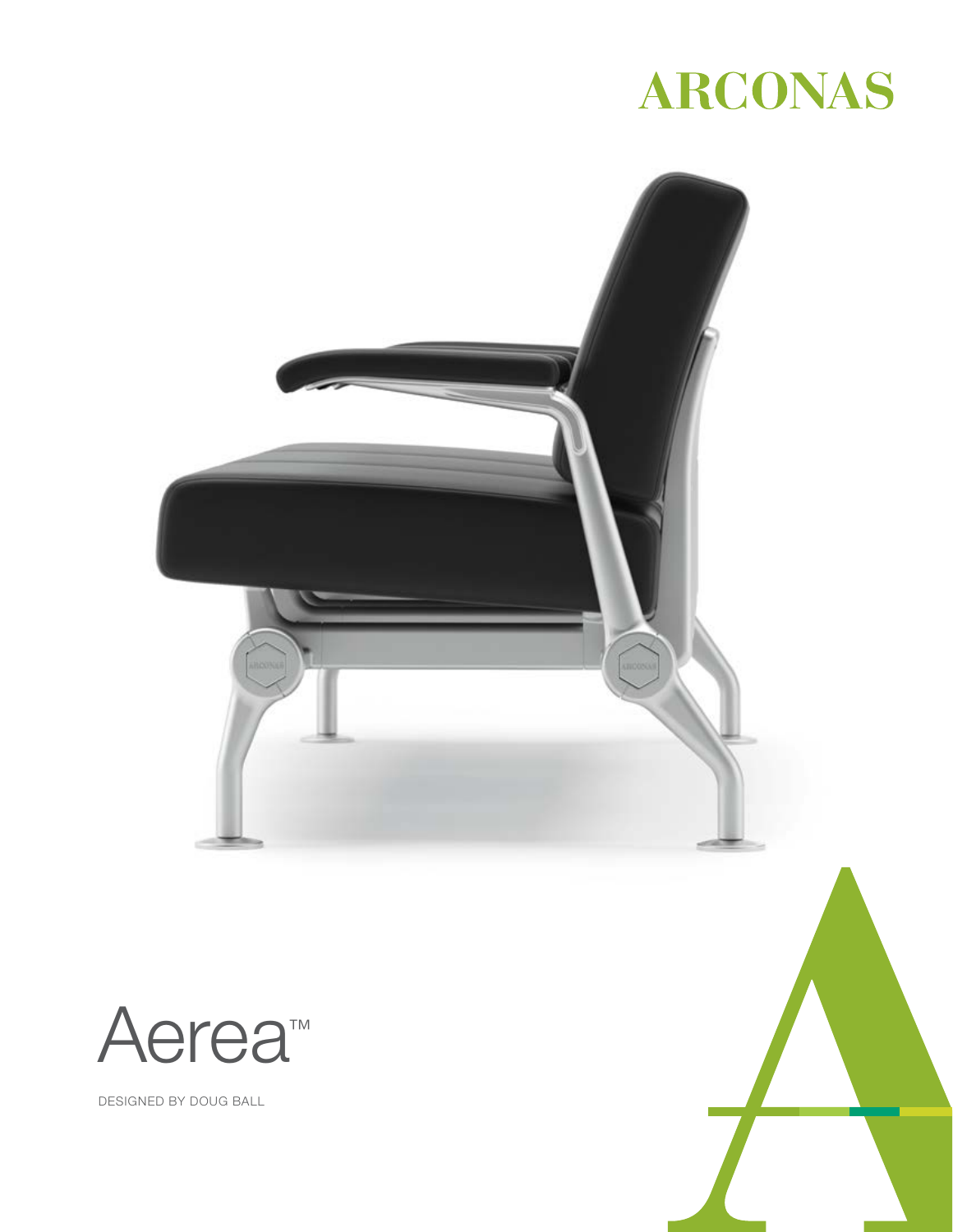# ARCONAS

# Aerea™

DESIGNED BY DOUG BALL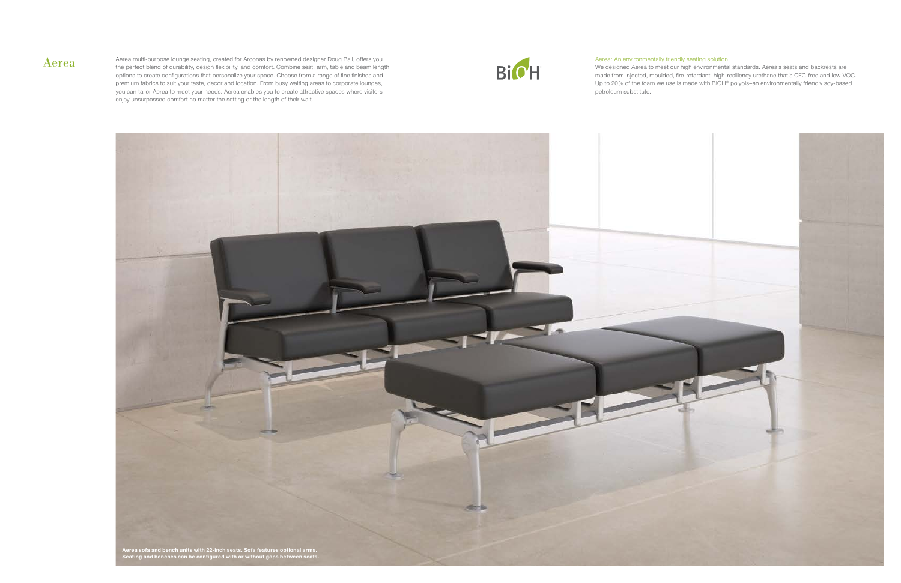# Aerea

Aerea multi-purpose lounge seating, created for Arconas by renowned designer Doug Ball, offers you the perfect blend of durability, design flexibility, and comfort. Combine seat, arm, table and beam length options to create configurations that personalize your space. Choose from a range of fine finishes and premium fabrics to suit your taste, decor and location. From busy waiting areas to corporate lounges, you can tailor Aerea to meet your needs. Aerea enables you to create attractive spaces where visitors enjoy unsurpassed comfort no matter the setting or the length of their wait.

BiOH®

Aerea: An environmentally friendly seating solution

We designed Aerea to meet our high environmental standards. Aerea's seats and backrests are made from injected, moulded, fire-retardant, high-resiliency urethane that's CFC-free and low-VOC. Up to 20% of the foam we use is made with BiOH® polyols–an environmentally friendly soy-based petroleum substitute.

**Aerea sofa and bench units with 22-inch seats. Sofa features optional arms. Seating and benches can be configured with or without gaps between seats.**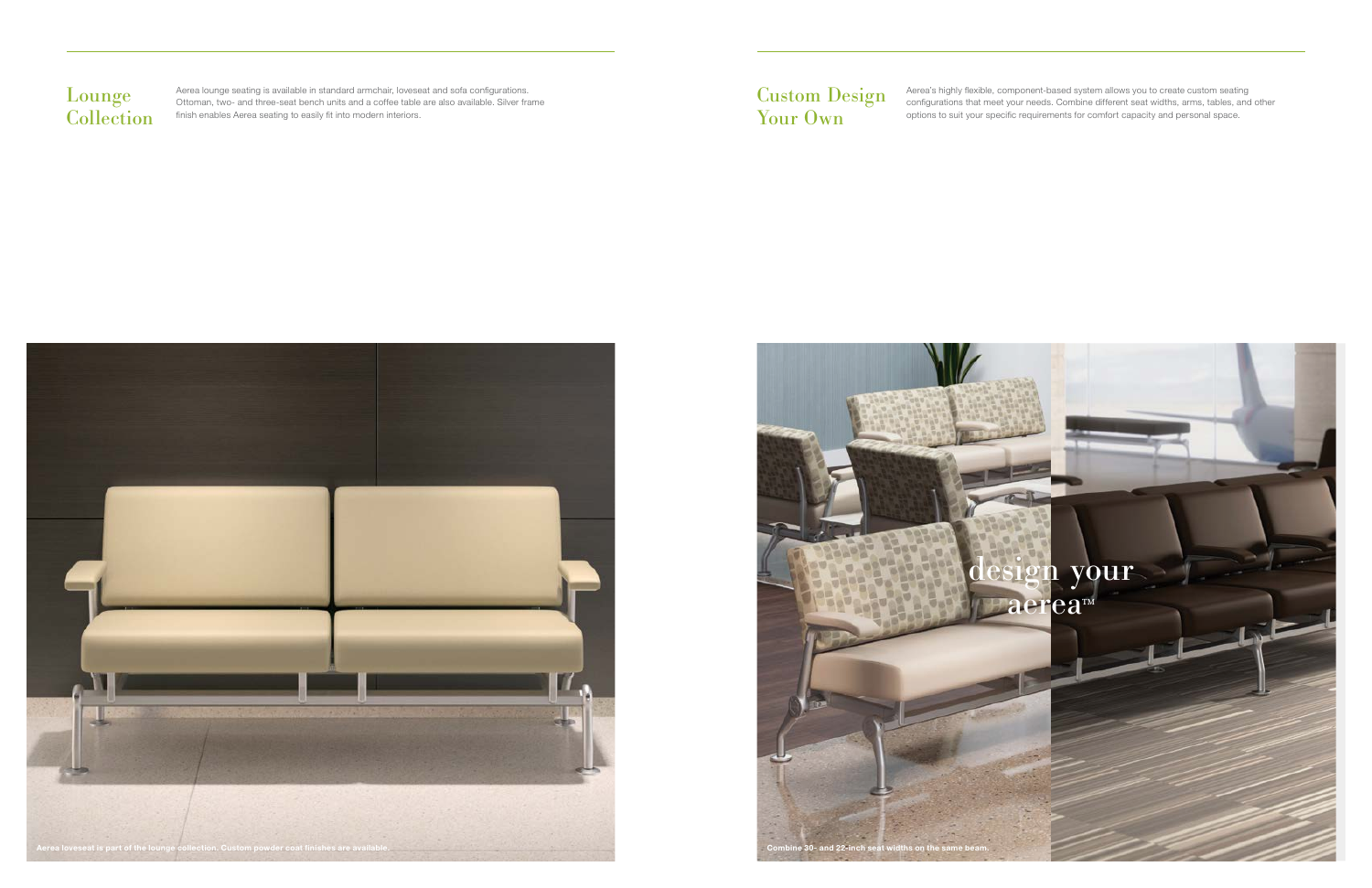## Lounge Collection

Aerea lounge seating is available in standard armchair, loveseat and sofa configurations. Ottoman, two- and three-seat bench units and a coffee table are also available. Silver frame finish enables Aerea seating to easily fit into modern interiors.

Aerea loveseat is part of the lounge collection. Custom powder coat finishes are available.

## Custom Design Your Own

Aerea's highly flexible, component-based system allows you to create custom seating configurations that meet your needs. Combine different seat widths, arms, tables, and other options to suit your specific requirements for comfort capacity and personal space.

design your aerea™

Combine 30- and 22-inch seat widths on the same beam.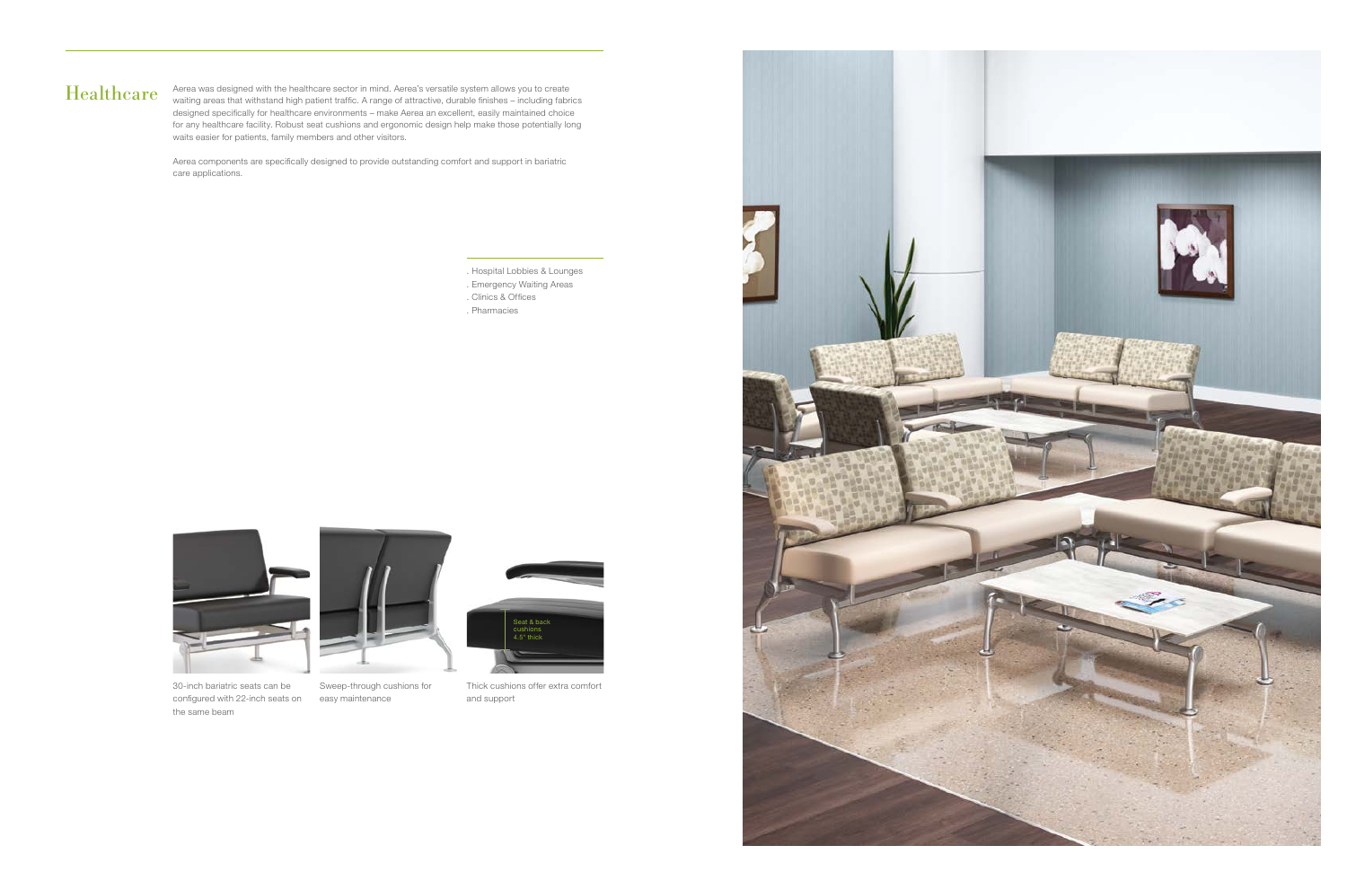# Healthcare

Aerea was designed with the healthcare sector in mind. Aerea's versatile system allows you to create waiting areas that withstand high patient traffic. A range of attractive, durable finishes – including fabrics designed specifically for healthcare environments – make Aerea an excellent, easily maintained choice for any healthcare facility. Robust seat cushions and ergonomic design help make those potentially long waits easier for patients, family members and other visitors.

Aerea components are specifically designed to provide outstanding comfort and support in bariatric care applications.

- Hospital Lobbies & Lounges
- Emergency Waiting Areas
- Clinics & Offices
- Pharmacies

Seat & back cushions 4.5" thick

30-inch bariatric seats can be configured with 22-inch seats on the same beam

Sweep-through cushions for easy maintenance

Thick cushions offer extra comfort and support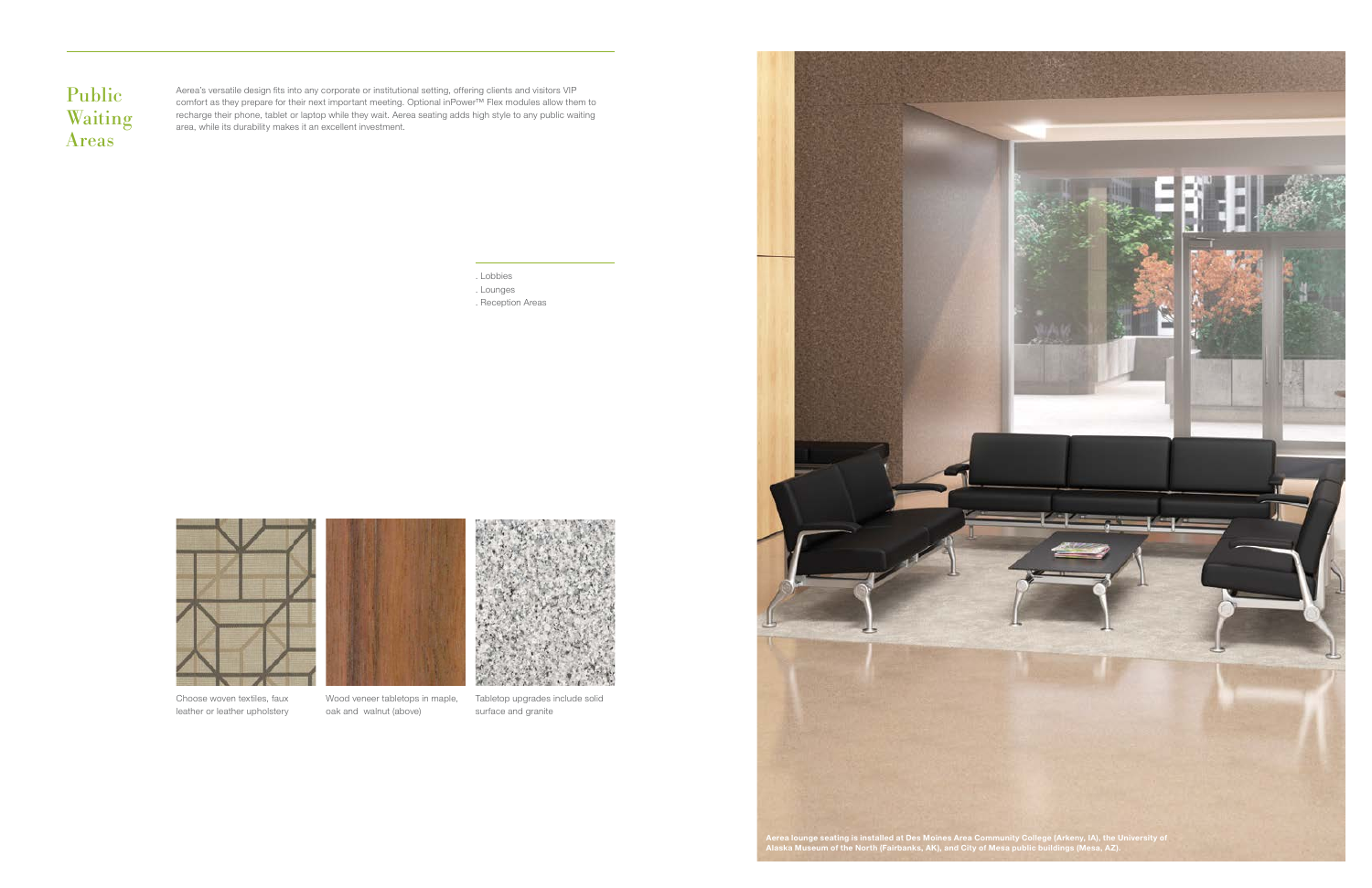# Public Waiting Areas

Aerea's versatile design fits into any corporate or institutional setting, offering clients and visitors VIP comfort as they prepare for their next important meeting. Optional inPower™ Flex modules allow them to recharge their phone, tablet or laptop while they wait. Aerea seating adds high style to any public waiting area, while its durability makes it an excellent investment.

. Lobbies
. Lounges
. Reception Areas

Choose woven textiles, faux leather or leather upholstery

Wood veneer tabletops in maple, oak and walnut (above)

Tabletop upgrades include solid surface and granite

**Aerea lounge seating is installed at Des Moines Area Community College (Arkeny, IA), the University of Alaska Museum of the North (Fairbanks, AK), and City of Mesa public buildings (Mesa, AZ).**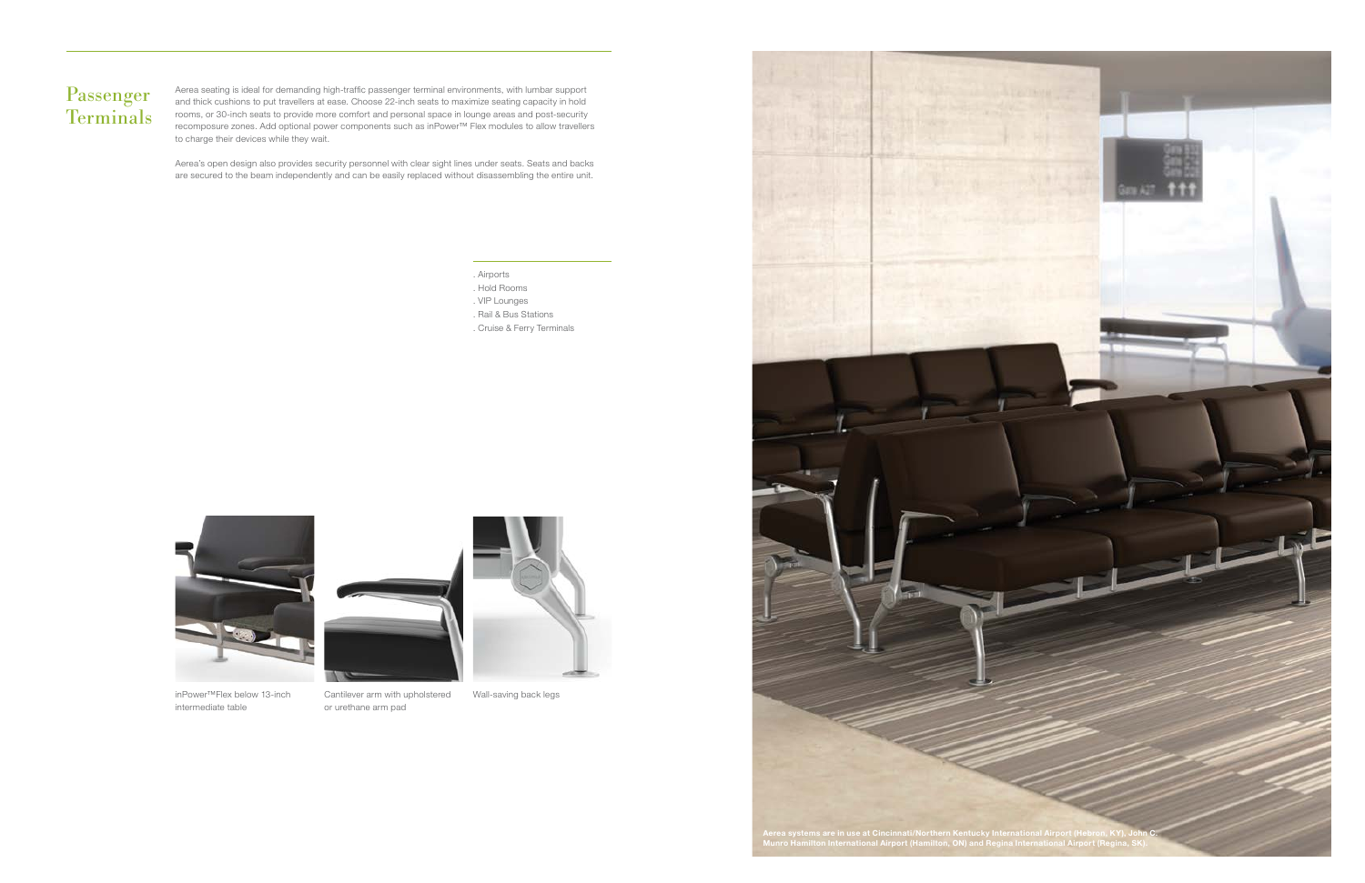# Passenger Terminals

Aerea seating is ideal for demanding high-traffic passenger terminal environments, with lumbar support and thick cushions to put travellers at ease. Choose 22-inch seats to maximize seating capacity in hold rooms, or 30-inch seats to provide more comfort and personal space in lounge areas and post-security recomposure zones. Add optional power components such as inPower™ Flex modules to allow travellers to charge their devices while they wait.

Aerea's open design also provides security personnel with clear sight lines under seats. Seats and backs are secured to the beam independently and can be easily replaced without disassembling the entire unit.

- Airports
- Hold Rooms
- VIP Lounges
- Rail & Bus Stations
- Cruise & Ferry Terminals

inPower™Flex below 13-inch intermediate table

Cantilever arm with upholstered or urethane arm pad

Wall-saving back legs

Aerea systems are in use at Cincinnati/Northern Kentucky International Airport (Hebron, KY), John C. Munro Hamilton International Airport (Hamilton, ON) and Regina International Airport (Regina, SK).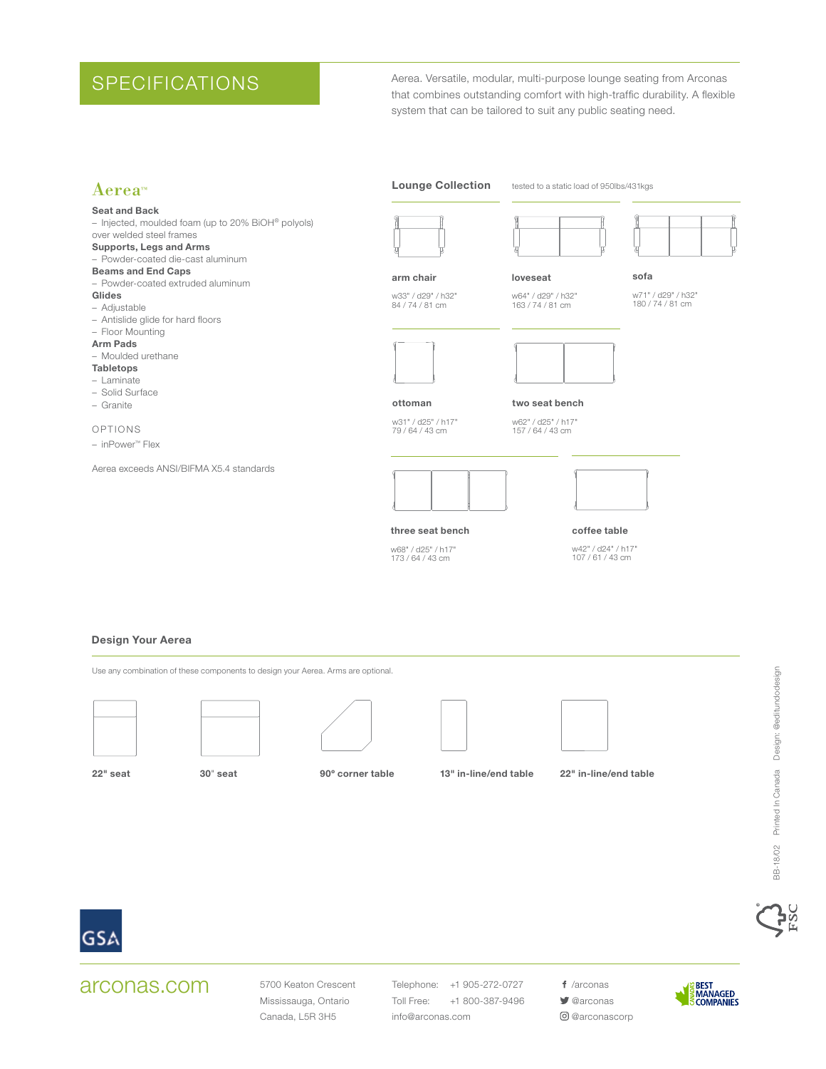# SPECIFICATIONS

Aerea. Versatile, modular, multi-purpose lounge seating from Arconas that combines outstanding comfort with high-traffic durability. A flexible system that can be tailored to suit any public seating need.

## Aerea™

**Seat and Back**
- Injected, moulded foam (up to 20% BiOH® polyols) over welded steel frames

**Supports, Legs and Arms**
- Powder-coated die-cast aluminum

**Beams and End Caps**
- Powder-coated extruded aluminum

**Glides**
- Adjustable
- Antislide glide for hard floors
- Floor Mounting

**Arm Pads**
- Moulded urethane

**Tabletops**
- Laminate
- Solid Surface
- Granite

OPTIONS
- inPower™ Flex

Aerea exceeds ANSI/BIFMA X5.4 standards

### Lounge Collection

tested to a static load of 950lbs/431kgs

**arm chair**
w33" / d29" / h32"
84 / 74 / 81 cm

**loveseat**
w64" / d29" / h32"
163 / 74 / 81 cm

**sofa**
w71" / d29" / h32"
180 / 74 / 81 cm

**ottoman**
w31" / d25" / h17"
79 / 64 / 43 cm

**two seat bench**
w62" / d25" / h17"
157 / 64 / 43 cm

**three seat bench**
w68" / d25" / h17"
173 / 64 / 43 cm

**coffee table**
w42" / d24" / h17"
107 / 61 / 43 cm

### Design Your Aerea

Use any combination of these components to design your Aerea. Arms are optional.

**22" seat**

**30" seat**

**90º corner table**

**13" in-line/end table**

**22" in-line/end table**

BB-18/02 Printed In Canada Design: @edltundodesign

arconas.com

5700 Keaton Crescent
Mississauga, Ontario
Canada, L5R 3H5

Telephone: +1 905-272-0727
Toll Free: +1 800-387-9496
info@arconas.com

/arconas
@arconas
@arconascorp